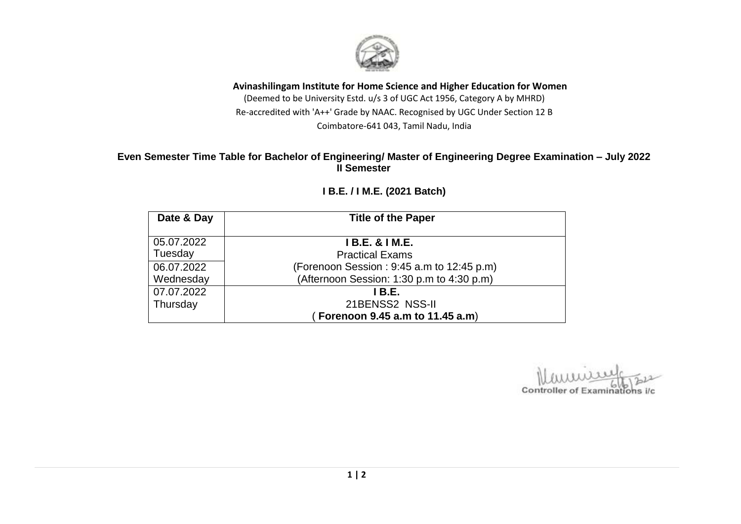**Avinashilingam Institute for Home Science and Higher Education for Women**

(Deemed to be University Estd. u/s 3 of UGC Act 1956, Category A by MHRD)

Re-accredited with 'A++' Grade by NAAC. Recognised by UGC Under Section 12 B

Coimbatore-641 043, Tamil Nadu, India

## Even Semester Time Table for Bachelor of Engineering/ Master of Engineering Degree Examination – July 2022
## II Semester

### I B.E. / I M.E. (2021 Batch)

| Date & Day | Title of the Paper |
|---|---|
| 05.07.2022 Tuesday<br>06.07.2022 Wednesday | **I B.E. & I M.E.**<br>Practical Exams<br>(Forenoon Session : 9:45 a.m to 12:45 p.m)<br>(Afternoon Session: 1:30 p.m to 4:30 p.m) |
| 07.07.2022 Thursday | **I B.E.**<br>21BENSS2 NSS-II<br>( **Forenoon 9.45 a.m to 11.45 a.m**) |

6/6/2022

Controller of Examinations i/c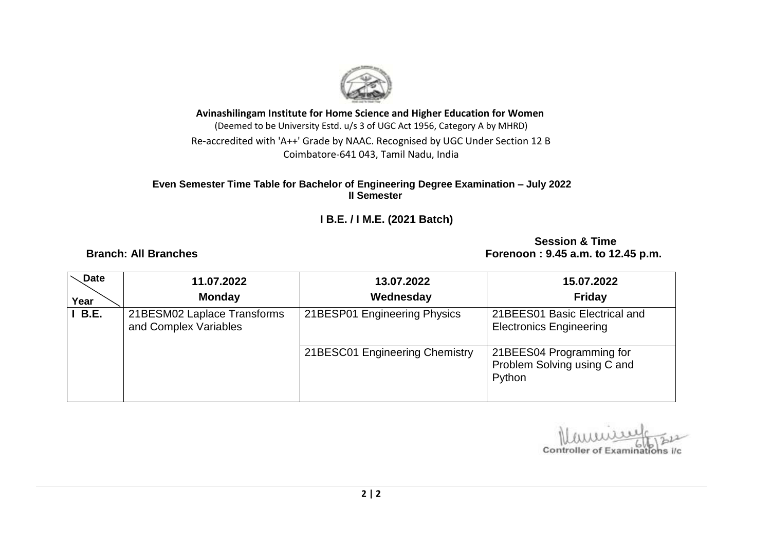**Avinashilingam Institute for Home Science and Higher Education for Women**

(Deemed to be University Estd. u/s 3 of UGC Act 1956, Category A by MHRD)

Re-accredited with 'A++' Grade by NAAC. Recognised by UGC Under Section 12 B

Coimbatore-641 043, Tamil Nadu, India

**Even Semester Time Table for Bachelor of Engineering Degree Examination – July 2022**
**II Semester**

**I B.E. / I M.E. (2021 Batch)**

**Branch: All Branches**

**Session & Time**
**Forenoon : 9.45 a.m. to 12.45 p.m.**

| Date / Year | 11.07.2022 Monday | 13.07.2022 Wednesday | 15.07.2022 Friday |
|---|---|---|---|
| I B.E. | 21BESM02 Laplace Transforms and Complex Variables | 21BESP01 Engineering Physics | 21BEES01 Basic Electrical and Electronics Engineering |
| | | 21BESC01 Engineering Chemistry | 21BEES04 Programming for Problem Solving using C and Python |

Controller of Examinations i/c